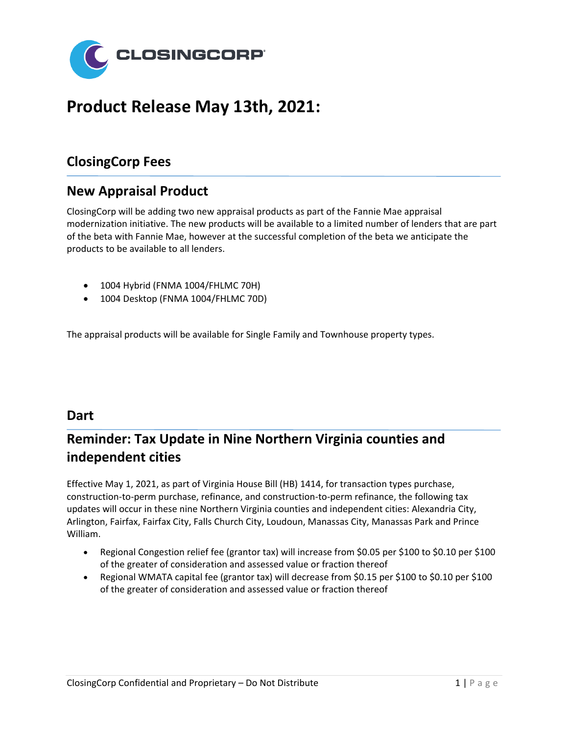# Product Release May 13th, 2021:

## ClosingCorp Fees

## New Appraisal Product

ClosingCorp will be adding two new appraisal products as part of the Fannie Mae appraisal modernization initiative. The new products will be available to a limited number of lenders that are part of the beta with Fannie Mae, however at the successful completion of the beta we anticipate the products to be available to all lenders.

- 1004 Hybrid (FNMA 1004/FHLMC 70H)
- 1004 Desktop (FNMA 1004/FHLMC 70D)

The appraisal products will be available for Single Family and Townhouse property types.

## Dart

## Reminder: Tax Update in Nine Northern Virginia counties and independent cities

Effective May 1, 2021, as part of Virginia House Bill (HB) 1414, for transaction types purchase, construction-to-perm purchase, refinance, and construction-to-perm refinance, the following tax updates will occur in these nine Northern Virginia counties and independent cities: Alexandria City, Arlington, Fairfax, Fairfax City, Falls Church City, Loudoun, Manassas City, Manassas Park and Prince William.

- Regional Congestion relief fee (grantor tax) will increase from $0.05 per $100 to $0.10 per $100 of the greater of consideration and assessed value or fraction thereof
- Regional WMATA capital fee (grantor tax) will decrease from $0.15 per $100 to $0.10 per $100 of the greater of consideration and assessed value or fraction thereof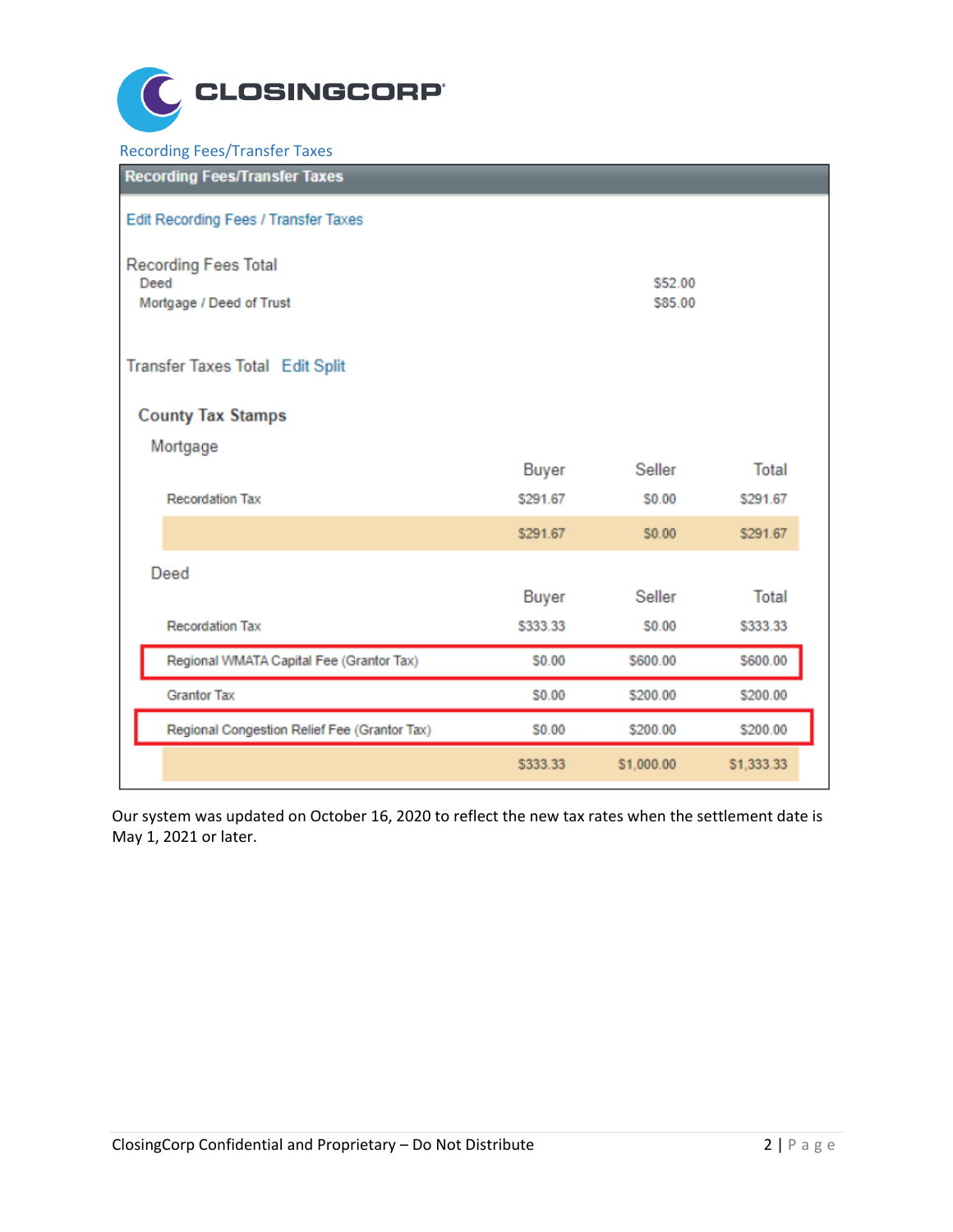Recording Fees/Transfer Taxes

**Recording Fees/Transfer Taxes**

Edit Recording Fees / Transfer Taxes

Recording Fees Total

| | |
|---|---|
| Deed | $52.00 |
| Mortgage / Deed of Trust | $85.00 |

Transfer Taxes Total Edit Split

**County Tax Stamps**

Mortgage

| | Buyer | Seller | Total |
|---|---|---|---|
| Recordation Tax | $291.67 | $0.00 | $291.67 |
| | $291.67 | $0.00 | $291.67 |

Deed

| | Buyer | Seller | Total |
|---|---|---|---|
| Recordation Tax | $333.33 | $0.00 | $333.33 |
| Regional WMATA Capital Fee (Grantor Tax) | $0.00 | $600.00 | $600.00 |
| Grantor Tax | $0.00 | $200.00 | $200.00 |
| Regional Congestion Relief Fee (Grantor Tax) | $0.00 | $200.00 | $200.00 |
| | $333.33 | $1,000.00 | $1,333.33 |

Our system was updated on October 16, 2020 to reflect the new tax rates when the settlement date is May 1, 2021 or later.

ClosingCorp Confidential and Proprietary – Do Not Distribute